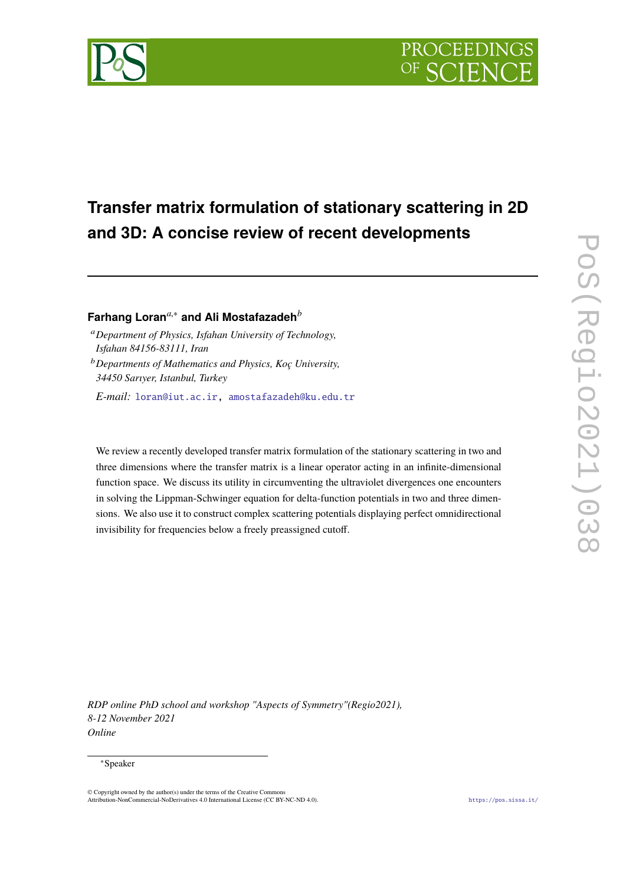# Transfer matrix formulation of stationary scattering in 2D and 3D: A concise review of recent developments

**Farhang Loran**[a,*] **and Ali Mostafazadeh**[b]

[a] *Department of Physics, Isfahan University of Technology, Isfahan 84156-83111, Iran*

[b] *Departments of Mathematics and Physics, Koç University, 34450 Sarıyer, Istanbul, Turkey*

*E-mail:* loran@iut.ac.ir, amostafazadeh@ku.edu.tr

We review a recently developed transfer matrix formulation of the stationary scattering in two and three dimensions where the transfer matrix is a linear operator acting in an infinite-dimensional function space. We discuss its utility in circumventing the ultraviolet divergences one encounters in solving the Lippman-Schwinger equation for delta-function potentials in two and three dimensions. We also use it to construct complex scattering potentials displaying perfect omnidirectional invisibility for frequencies below a freely preassigned cutoff.

*RDP online PhD school and workshop "Aspects of Symmetry"(Regio2021), 8-12 November 2021 Online*

[*] Speaker

© Copyright owned by the author(s) under the terms of the Creative Commons Attribution-NonCommercial-NoDerivatives 4.0 International License (CC BY-NC-ND 4.0).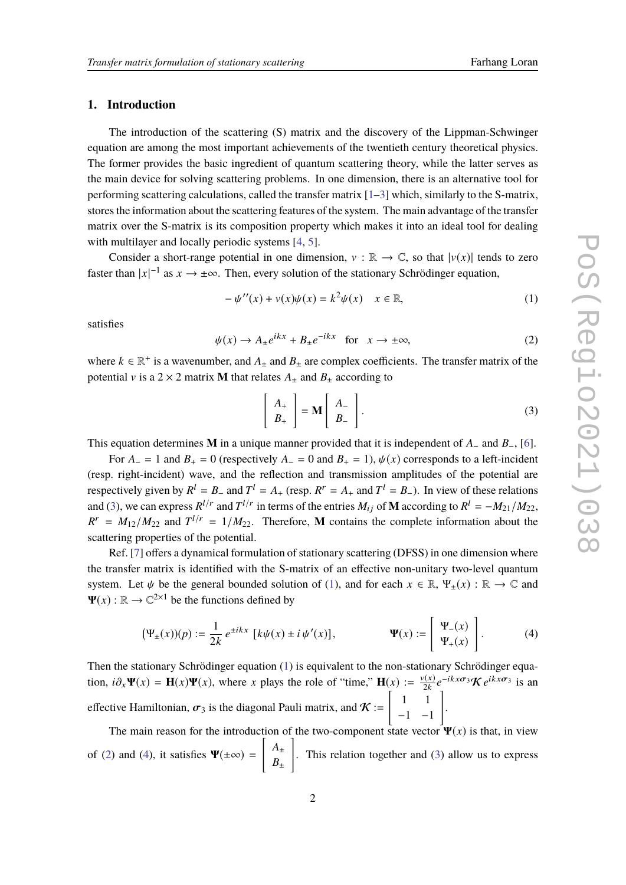## 1. Introduction

The introduction of the scattering (S) matrix and the discovery of the Lippman-Schwinger equation are among the most important achievements of the twentieth century theoretical physics. The former provides the basic ingredient of quantum scattering theory, while the latter serves as the main device for solving scattering problems. In one dimension, there is an alternative tool for performing scattering calculations, called the transfer matrix [1–3] which, similarly to the S-matrix, stores the information about the scattering features of the system. The main advantage of the transfer matrix over the S-matrix is its composition property which makes it into an ideal tool for dealing with multilayer and locally periodic systems [4, 5].

Consider a short-range potential in one dimension, $v : \mathbb{R} \to \mathbb{C}$, so that $|v(x)|$ tends to zero faster than $|x|^{-1}$ as $x \to \pm\infty$. Then, every solution of the stationary Schrödinger equation,

$$- \psi''(x) + v(x)\psi(x) = k^2\psi(x) \quad x \in \mathbb{R}, \tag{1}$$

satisfies

$$\psi(x) \to A_\pm e^{ikx} + B_\pm e^{-ikx} \quad \text{for} \quad x \to \pm\infty, \tag{2}$$

where $k \in \mathbb{R}^+$ is a wavenumber, and $A_\pm$ and $B_\pm$ are complex coefficients. The transfer matrix of the potential $v$ is a $2 \times 2$ matrix $\mathbf{M}$ that relates $A_\pm$ and $B_\pm$ according to

$$\begin{bmatrix} A_+ \\ B_+ \end{bmatrix} = \mathbf{M} \begin{bmatrix} A_- \\ B_- \end{bmatrix}. \tag{3}$$

This equation determines $\mathbf{M}$ in a unique manner provided that it is independent of $A_-$ and $B_-$, [6].

For $A_- = 1$ and $B_+ = 0$ (respectively $A_- = 0$ and $B_+ = 1$), $\psi(x)$ corresponds to a left-incident (resp. right-incident) wave, and the reflection and transmission amplitudes of the potential are respectively given by $R^l = B_-$ and $T^l = A_+$ (resp. $R^r = A_+$ and $T^l = B_-$). In view of these relations and (3), we can express $R^{l/r}$ and $T^{l/r}$ in terms of the entries $M_{ij}$ of $\mathbf{M}$ according to $R^l = -M_{21}/M_{22}$, $R^r = M_{12}/M_{22}$ and $T^{l/r} = 1/M_{22}$. Therefore, $\mathbf{M}$ contains the complete information about the scattering properties of the potential.

Ref. [7] offers a dynamical formulation of stationary scattering (DFSS) in one dimension where the transfer matrix is identified with the S-matrix of an effective non-unitary two-level quantum system. Let $\psi$ be the general bounded solution of (1), and for each $x \in \mathbb{R}$, $\Psi_\pm(x) : \mathbb{R} \to \mathbb{C}$ and $\mathbf{\Psi}(x) : \mathbb{R} \to \mathbb{C}^{2\times 1}$ be the functions defined by

$$\big(\Psi_\pm(x)\big)(p) := \frac{1}{2k} e^{\pm ikx} \left[k\psi(x) \pm i\,\psi'(x)\right], \qquad \mathbf{\Psi}(x) := \begin{bmatrix} \Psi_-(x) \\ \Psi_+(x) \end{bmatrix}. \tag{4}$$

Then the stationary Schrödinger equation (1) is equivalent to the non-stationary Schrödinger equation, $i\partial_x \mathbf{\Psi}(x) = \mathbf{H}(x)\mathbf{\Psi}(x)$, where $x$ plays the role of "time," $\mathbf{H}(x) := \frac{v(x)}{2k} e^{-ikx\boldsymbol{\sigma}_3} \boldsymbol{\mathcal{K}}\, e^{ikx\boldsymbol{\sigma}_3}$ is an effective Hamiltonian, $\boldsymbol{\sigma}_3$ is the diagonal Pauli matrix, and $\boldsymbol{\mathcal{K}} := \begin{bmatrix} 1 & 1 \\ -1 & -1 \end{bmatrix}$.

The main reason for the introduction of the two-component state vector $\mathbf{\Psi}(x)$ is that, in view of (2) and (4), it satisfies $\mathbf{\Psi}(\pm\infty) = \begin{bmatrix} A_\pm \\ B_\pm \end{bmatrix}$. This relation together and (3) allow us to express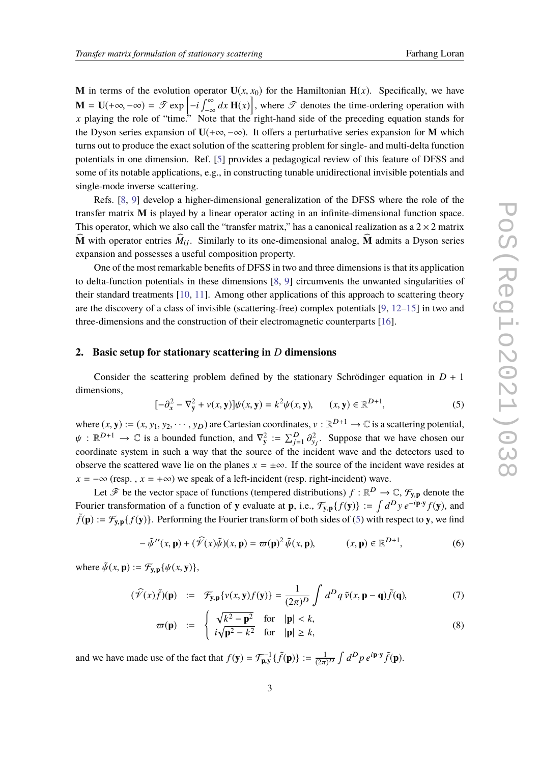**M** in terms of the evolution operator $\mathbf{U}(x, x_0)$ for the Hamiltonian $\mathbf{H}(x)$. Specifically, we have $\mathbf{M} = \mathbf{U}(+\infty, -\infty) = \mathscr{T} \exp\left[-i\int_{-\infty}^{\infty} dx\, \mathbf{H}(x)\right]$, where $\mathscr{T}$ denotes the time-ordering operation with $x$ playing the role of "time." Note that the right-hand side of the preceding equation stands for the Dyson series expansion of $\mathbf{U}(+\infty, -\infty)$. It offers a perturbative series expansion for **M** which turns out to produce the exact solution of the scattering problem for single- and multi-delta function potentials in one dimension. Ref. [5] provides a pedagogical review of this feature of DFSS and some of its notable applications, e.g., in constructing tunable unidirectional invisible potentials and single-mode inverse scattering.

Refs. [8, 9] develop a higher-dimensional generalization of the DFSS where the role of the transfer matrix **M** is played by a linear operator acting in an infinite-dimensional function space. This operator, which we also call the "transfer matrix," has a canonical realization as a $2 \times 2$ matrix $\widehat{\mathbf{M}}$ with operator entries $\widehat{M}_{ij}$. Similarly to its one-dimensional analog, $\widehat{\mathbf{M}}$ admits a Dyson series expansion and possesses a useful composition property.

One of the most remarkable benefits of DFSS in two and three dimensions is that its application to delta-function potentials in these dimensions [8, 9] circumvents the unwanted singularities of their standard treatments [10, 11]. Among other applications of this approach to scattering theory are the discovery of a class of invisible (scattering-free) complex potentials [9, 12–15] in two and three-dimensions and the construction of their electromagnetic counterparts [16].

## 2. Basic setup for stationary scattering in $D$ dimensions

Consider the scattering problem defined by the stationary Schrödinger equation in $D + 1$ dimensions,

$$[-\partial_x^2 - \nabla_{\mathbf{y}}^2 + v(x, \mathbf{y})]\psi(x, \mathbf{y}) = k^2 \psi(x, \mathbf{y}), \qquad (x, \mathbf{y}) \in \mathbb{R}^{D+1}, \tag{5}$$

where $(x, \mathbf{y}) := (x, y_1, y_2, \cdots, y_D)$ are Cartesian coordinates, $v : \mathbb{R}^{D+1} \to \mathbb{C}$ is a scattering potential, $\psi : \mathbb{R}^{D+1} \to \mathbb{C}$ is a bounded function, and $\nabla_{\mathbf{y}}^2 := \sum_{j=1}^{D} \partial_{y_j}^2$. Suppose that we have chosen our coordinate system in such a way that the source of the incident wave and the detectors used to observe the scattered wave lie on the planes $x = \pm\infty$. If the source of the incident wave resides at $x = -\infty$ (resp. , $x = +\infty$) we speak of a left-incident (resp. right-incident) wave.

Let $\mathscr{F}$ be the vector space of functions (tempered distributions) $f : \mathbb{R}^D \to \mathbb{C}$, $\mathcal{F}_{\mathbf{y},\mathbf{p}}$ denote the Fourier transformation of a function of $\mathbf{y}$ evaluate at $\mathbf{p}$, i.e., $\mathcal{F}_{\mathbf{y},\mathbf{p}}\{f(\mathbf{y})\} := \int d^D y\, e^{-i\mathbf{p}\cdot\mathbf{y}} f(\mathbf{y})$, and $\tilde{f}(\mathbf{p}) := \mathcal{F}_{\mathbf{y},\mathbf{p}}\{f(\mathbf{y})\}$. Performing the Fourier transform of both sides of (5) with respect to $\mathbf{y}$, we find

$$-\tilde{\psi}''(x, \mathbf{p}) + (\widehat{\mathscr{V}}(x)\tilde{\psi})(x, \mathbf{p}) = \varpi(\mathbf{p})^2\, \tilde{\psi}(x, \mathbf{p}), \qquad (x, \mathbf{p}) \in \mathbb{R}^{D+1}, \tag{6}$$

where $\tilde{\psi}(x, \mathbf{p}) := \mathcal{F}_{\mathbf{y},\mathbf{p}}\{\psi(x, \mathbf{y})\}$,

$$(\widehat{\mathscr{V}}(x)\tilde{f})(\mathbf{p}) \;:=\; \mathcal{F}_{\mathbf{y},\mathbf{p}}\{v(x, \mathbf{y})f(\mathbf{y})\} = \frac{1}{(2\pi)^D}\int d^D q\, \tilde{v}(x, \mathbf{p} - \mathbf{q})\tilde{f}(\mathbf{q}), \tag{7}$$

$$\varpi(\mathbf{p}) \;:=\; \begin{cases} \sqrt{k^2 - \mathbf{p}^2} & \text{for} \quad |\mathbf{p}| < k, \\ i\sqrt{\mathbf{p}^2 - k^2} & \text{for} \quad |\mathbf{p}| \geq k, \end{cases} \tag{8}$$

and we have made use of the fact that $f(\mathbf{y}) = \mathcal{F}_{\mathbf{p},\mathbf{y}}^{-1}\{\tilde{f}(\mathbf{p})\} := \frac{1}{(2\pi)^D}\int d^D p\, e^{i\mathbf{p}\cdot\mathbf{y}} \tilde{f}(\mathbf{p})$.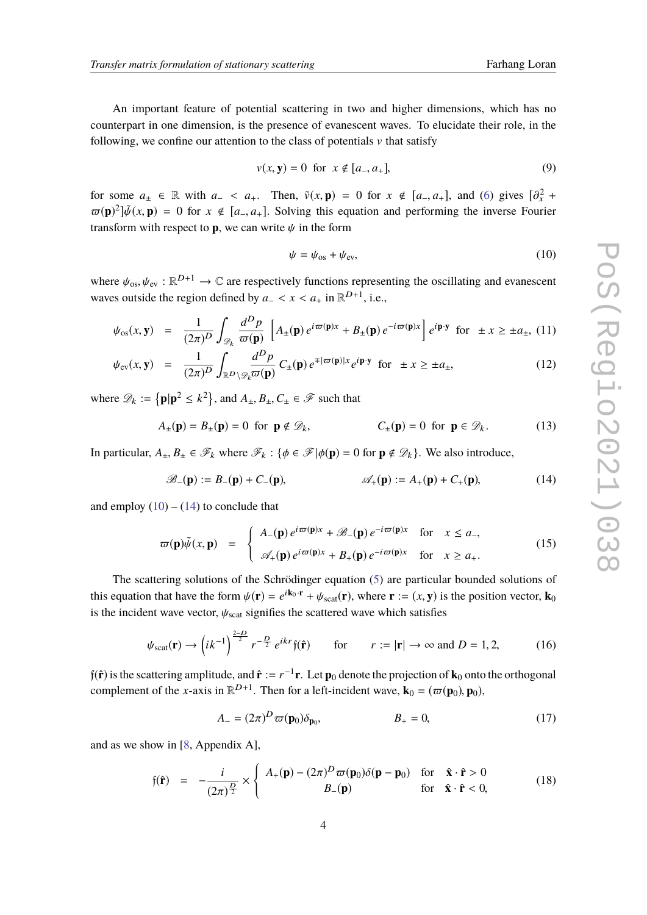An important feature of potential scattering in two and higher dimensions, which has no counterpart in one dimension, is the presence of evanescent waves. To elucidate their role, in the following, we confine our attention to the class of potentials $v$ that satisfy

$$v(x, \mathbf{y}) = 0 \;\; \text{for} \;\; x \notin [a_-, a_+], \tag{9}$$

for some $a_\pm \in \mathbb{R}$ with $a_- < a_+$. Then, $\tilde{v}(x, \mathbf{p}) = 0$ for $x \notin [a_-, a_+]$, and (6) gives $[\partial_x^2 + \varpi(\mathbf{p})^2]\tilde{\psi}(x, \mathbf{p}) = 0$ for $x \notin [a_-, a_+]$. Solving this equation and performing the inverse Fourier transform with respect to $\mathbf{p}$, we can write $\psi$ in the form

$$\psi = \psi_{\text{os}} + \psi_{\text{ev}}, \tag{10}$$

where $\psi_{\text{os}}, \psi_{\text{ev}} : \mathbb{R}^{D+1} \to \mathbb{C}$ are respectively functions representing the oscillating and evanescent waves outside the region defined by $a_- < x < a_+$ in $\mathbb{R}^{D+1}$, i.e.,

$$\psi_{\text{os}}(x, \mathbf{y}) = \frac{1}{(2\pi)^D} \int_{\mathscr{D}_k} \frac{d^D p}{\varpi(\mathbf{p})} \left[ A_\pm(\mathbf{p})\, e^{i\varpi(\mathbf{p})x} + B_\pm(\mathbf{p})\, e^{-i\varpi(\mathbf{p})x} \right] e^{i\mathbf{p}\cdot\mathbf{y}} \;\; \text{for} \;\; \pm x \geq \pm a_\pm, \tag{11}$$

$$\psi_{\text{ev}}(x, \mathbf{y}) = \frac{1}{(2\pi)^D} \int_{\mathbb{R}^D \setminus \mathscr{D}_k} \frac{d^D p}{\varpi(\mathbf{p})}\, C_\pm(\mathbf{p})\, e^{\mp|\varpi(\mathbf{p})|x} e^{i\mathbf{p}\cdot\mathbf{y}} \;\; \text{for} \;\; \pm x \geq \pm a_\pm, \tag{12}$$

where $\mathscr{D}_k := \left\{\mathbf{p} | \mathbf{p}^2 \leq k^2\right\}$, and $A_\pm, B_\pm, C_\pm \in \mathscr{F}$ such that

$$A_\pm(\mathbf{p}) = B_\pm(\mathbf{p}) = 0 \;\; \text{for} \;\; \mathbf{p} \notin \mathscr{D}_k, \qquad\qquad C_\pm(\mathbf{p}) = 0 \;\; \text{for} \;\; \mathbf{p} \in \mathscr{D}_k. \tag{13}$$

In particular, $A_\pm, B_\pm \in \mathscr{F}_k$ where $\mathscr{F}_k : \{\phi \in \mathscr{F} | \phi(\mathbf{p}) = 0 \text{ for } \mathbf{p} \notin \mathscr{D}_k\}$. We also introduce,

$$\mathscr{B}_-(\mathbf{p}) := B_-(\mathbf{p}) + C_-(\mathbf{p}), \qquad\qquad \mathscr{A}_+(\mathbf{p}) := A_+(\mathbf{p}) + C_+(\mathbf{p}), \tag{14}$$

and employ (10) – (14) to conclude that

$$\varpi(\mathbf{p})\tilde{\psi}(x, \mathbf{p}) = \left\{ \begin{array}{ll} A_-(\mathbf{p})\, e^{i\varpi(\mathbf{p})x} + \mathscr{B}_-(\mathbf{p})\, e^{-i\varpi(\mathbf{p})x} & \text{for} \quad x \leq a_-, \\ \mathscr{A}_+(\mathbf{p})\, e^{i\varpi(\mathbf{p})x} + B_+(\mathbf{p})\, e^{-i\varpi(\mathbf{p})x} & \text{for} \quad x \geq a_+. \end{array} \right. \tag{15}$$

The scattering solutions of the Schrödinger equation (5) are particular bounded solutions of this equation that have the form $\psi(\mathbf{r}) = e^{i\mathbf{k}_0\cdot\mathbf{r}} + \psi_{\text{scat}}(\mathbf{r})$, where $\mathbf{r} := (x, \mathbf{y})$ is the position vector, $\mathbf{k}_0$ is the incident wave vector, $\psi_{\text{scat}}$ signifies the scattered wave which satisfies

$$\psi_{\text{scat}}(\mathbf{r}) \to \left(ik^{-1}\right)^{\frac{2-D}{2}} r^{-\frac{D}{2}}\, e^{ikr}\, \mathfrak{f}(\hat{\mathbf{r}}) \qquad \text{for} \qquad r := |\mathbf{r}| \to \infty \text{ and } D = 1, 2, \tag{16}$$

$\mathfrak{f}(\hat{\mathbf{r}})$ is the scattering amplitude, and $\hat{\mathbf{r}} := r^{-1}\mathbf{r}$. Let $\mathbf{p}_0$ denote the projection of $\mathbf{k}_0$ onto the orthogonal complement of the $x$-axis in $\mathbb{R}^{D+1}$. Then for a left-incident wave, $\mathbf{k}_0 = (\varpi(\mathbf{p}_0), \mathbf{p}_0)$,

$$A_- = (2\pi)^D \varpi(\mathbf{p}_0)\delta_{\mathbf{p}_0}, \qquad\qquad B_+ = 0, \tag{17}$$

and as we show in [8, Appendix A],

$$\mathfrak{f}(\hat{\mathbf{r}}) = -\frac{i}{(2\pi)^{\frac{D}{2}}} \times \left\{ \begin{array}{ll} A_+(\mathbf{p}) - (2\pi)^D \varpi(\mathbf{p}_0)\delta(\mathbf{p} - \mathbf{p}_0) & \text{for} \quad \hat{\mathbf{x}}\cdot\hat{\mathbf{r}} > 0 \\ B_-(\mathbf{p}) & \text{for} \quad \hat{\mathbf{x}}\cdot\hat{\mathbf{r}} < 0, \end{array} \right. \tag{18}$$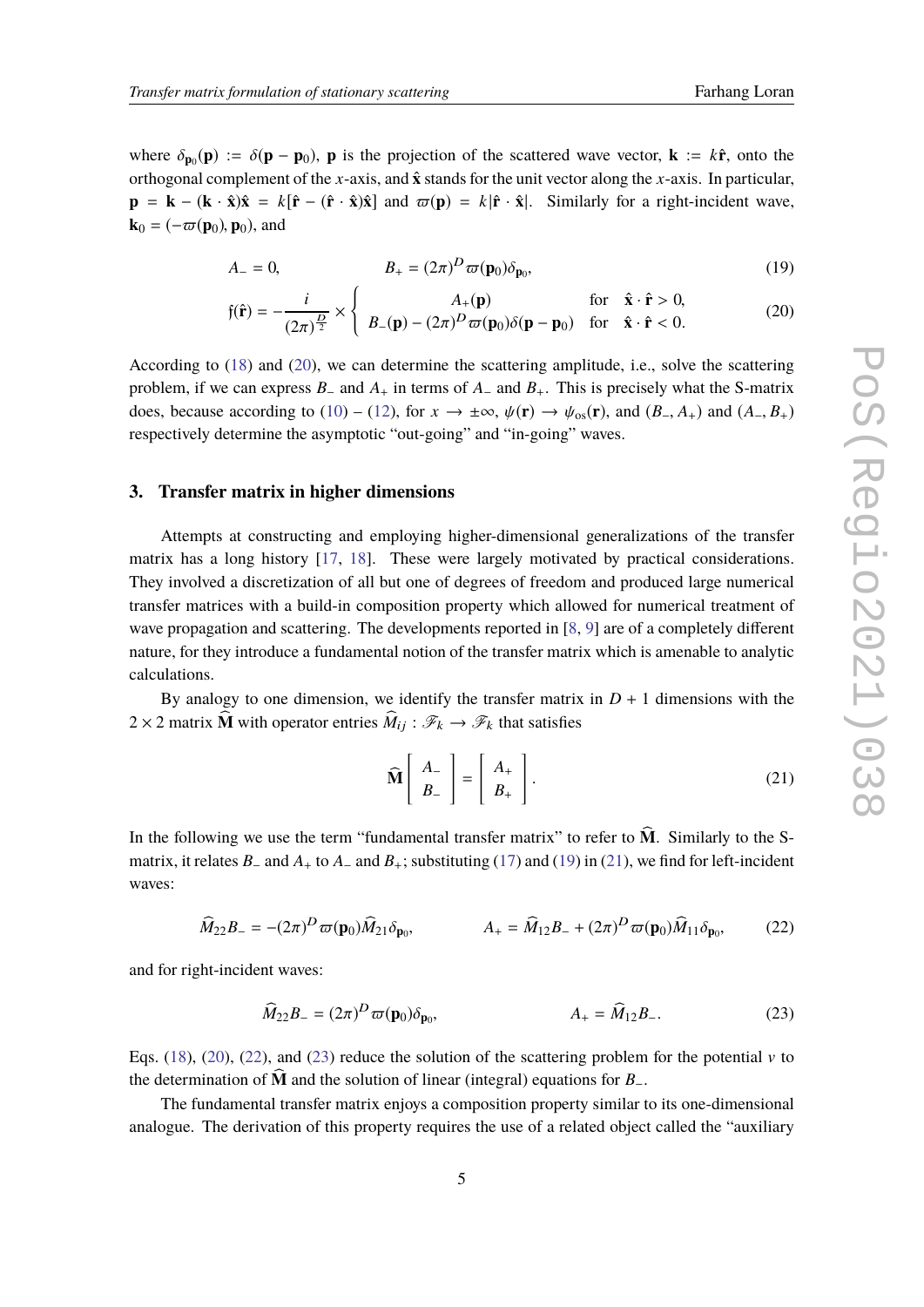where $\delta_{\mathbf{p}_0}(\mathbf{p}) := \delta(\mathbf{p}-\mathbf{p}_0)$, $\mathbf{p}$ is the projection of the scattered wave vector, $\mathbf{k} := k\hat{\mathbf{r}}$, onto the orthogonal complement of the $x$-axis, and $\hat{\mathbf{x}}$ stands for the unit vector along the $x$-axis. In particular, $\mathbf{p} = \mathbf{k} - (\mathbf{k}\cdot\hat{\mathbf{x}})\hat{\mathbf{x}} = k[\hat{\mathbf{r}} - (\hat{\mathbf{r}}\cdot\hat{\mathbf{x}})\hat{\mathbf{x}}]$ and $\varpi(\mathbf{p}) = k|\hat{\mathbf{r}}\cdot\hat{\mathbf{x}}|$. Similarly for a right-incident wave, $\mathbf{k}_0 = (-\varpi(\mathbf{p}_0), \mathbf{p}_0)$, and

$$A_- = 0, \qquad\qquad B_+ = (2\pi)^D \varpi(\mathbf{p}_0)\delta_{\mathbf{p}_0}, \tag{19}$$

$$\mathfrak{f}(\hat{\mathbf{r}}) = -\frac{i}{(2\pi)^{\frac{D}{2}}} \times \begin{cases} A_+(\mathbf{p}) & \text{for} \quad \hat{\mathbf{x}}\cdot\hat{\mathbf{r}} > 0, \\ B_-(\mathbf{p}) - (2\pi)^D\varpi(\mathbf{p}_0)\delta(\mathbf{p}-\mathbf{p}_0) & \text{for} \quad \hat{\mathbf{x}}\cdot\hat{\mathbf{r}} < 0. \end{cases} \tag{20}$$

According to (18) and (20), we can determine the scattering amplitude, i.e., solve the scattering problem, if we can express $B_-$ and $A_+$ in terms of $A_-$ and $B_+$. This is precisely what the S-matrix does, because according to (10) – (12), for $x \to \pm\infty$, $\psi(\mathbf{r}) \to \psi_{\rm os}(\mathbf{r})$, and $(B_-, A_+)$ and $(A_-, B_+)$ respectively determine the asymptotic "out-going" and "in-going" waves.

## 3. Transfer matrix in higher dimensions

Attempts at constructing and employing higher-dimensional generalizations of the transfer matrix has a long history [17, 18]. These were largely motivated by practical considerations. They involved a discretization of all but one of degrees of freedom and produced large numerical transfer matrices with a build-in composition property which allowed for numerical treatment of wave propagation and scattering. The developments reported in [8, 9] are of a completely different nature, for they introduce a fundamental notion of the transfer matrix which is amenable to analytic calculations.

By analogy to one dimension, we identify the transfer matrix in $D+1$ dimensions with the $2\times 2$ matrix $\widehat{\mathbf{M}}$ with operator entries $\widehat{M}_{ij} : \mathscr{F}_k \to \mathscr{F}_k$ that satisfies

$$\widehat{\mathbf{M}} \begin{bmatrix} A_- \\ B_- \end{bmatrix} = \begin{bmatrix} A_+ \\ B_+ \end{bmatrix}. \tag{21}$$

In the following we use the term "fundamental transfer matrix" to refer to $\widehat{\mathbf{M}}$. Similarly to the S-matrix, it relates $B_-$ and $A_+$ to $A_-$ and $B_+$; substituting (17) and (19) in (21), we find for left-incident waves:

$$\widehat{M}_{22}B_- = -(2\pi)^D\varpi(\mathbf{p}_0)\widehat{M}_{21}\delta_{\mathbf{p}_0}, \qquad\qquad A_+ = \widehat{M}_{12}B_- + (2\pi)^D\varpi(\mathbf{p}_0)\widehat{M}_{11}\delta_{\mathbf{p}_0}, \tag{22}$$

and for right-incident waves:

$$\widehat{M}_{22}B_- = (2\pi)^D\varpi(\mathbf{p}_0)\delta_{\mathbf{p}_0}, \qquad\qquad A_+ = \widehat{M}_{12}B_-. \tag{23}$$

Eqs. (18), (20), (22), and (23) reduce the solution of the scattering problem for the potential $v$ to the determination of $\widehat{\mathbf{M}}$ and the solution of linear (integral) equations for $B_-$.

The fundamental transfer matrix enjoys a composition property similar to its one-dimensional analogue. The derivation of this property requires the use of a related object called the "auxiliary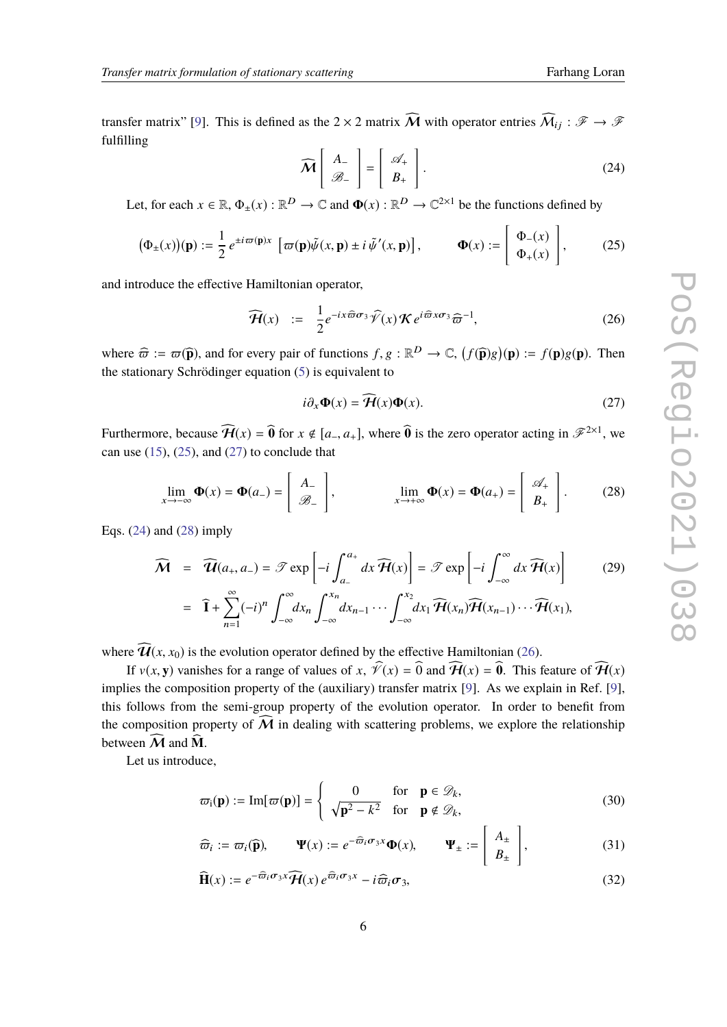transfer matrix" [9]. This is defined as the $2\times 2$ matrix $\widehat{\boldsymbol{\mathcal{M}}}$ with operator entries $\widehat{\mathcal{M}}_{ij}:\mathscr{F}\to\mathscr{F}$ fulfilling

$$\widehat{\boldsymbol{\mathcal{M}}}\left[\begin{array}{c} A_- \\ \mathscr{B}_- \end{array}\right]=\left[\begin{array}{c} \mathscr{A}_+ \\ B_+ \end{array}\right]. \tag{24}$$

Let, for each $x\in\mathbb{R}$, $\Phi_\pm(x):\mathbb{R}^D\to\mathbb{C}$ and $\mathbf{\Phi}(x):\mathbb{R}^D\to\mathbb{C}^{2\times 1}$ be the functions defined by

$$\big(\Phi_\pm(x)\big)(\mathbf{p}):=\frac{1}{2}\,e^{\pm i\varpi(\mathbf{p})x}\left[\varpi(\mathbf{p})\tilde\psi(x,\mathbf{p})\pm i\,\tilde\psi'(x,\mathbf{p})\right],\qquad \mathbf{\Phi}(x):=\left[\begin{array}{c}\Phi_-(x)\\ \Phi_+(x)\end{array}\right], \tag{25}$$

and introduce the effective Hamiltonian operator,

$$\widehat{\boldsymbol{\mathcal{H}}}(x)\;:=\;\frac{1}{2}e^{-ix\widehat{\varpi}\boldsymbol{\sigma}_3}\widehat{\mathscr{V}}(x)\boldsymbol{\mathcal{K}}\,e^{i\widehat{\varpi}x\boldsymbol{\sigma}_3}\widehat{\varpi}^{-1}, \tag{26}$$

where $\widehat{\varpi}:=\varpi(\widehat{\mathbf{p}})$, and for every pair of functions $f,g:\mathbb{R}^D\to\mathbb{C}$, $\big(f(\widehat{\mathbf{p}})g\big)(\mathbf{p}):=f(\mathbf{p})g(\mathbf{p})$. Then the stationary Schrödinger equation (5) is equivalent to

$$i\partial_x\mathbf{\Phi}(x)=\widehat{\boldsymbol{\mathcal{H}}}(x)\mathbf{\Phi}(x). \tag{27}$$

Furthermore, because $\widehat{\boldsymbol{\mathcal{H}}}(x)=\widehat{\mathbf{0}}$ for $x\notin[a_-,a_+]$, where $\widehat{\mathbf{0}}$ is the zero operator acting in $\mathscr{F}^{2\times 1}$, we can use (15), (25), and (27) to conclude that

$$\lim_{x\to-\infty}\mathbf{\Phi}(x)=\mathbf{\Phi}(a_-)=\left[\begin{array}{c}A_-\\ \mathscr{B}_-\end{array}\right],\qquad\qquad \lim_{x\to+\infty}\mathbf{\Phi}(x)=\mathbf{\Phi}(a_+)=\left[\begin{array}{c}\mathscr{A}_+\\ B_+\end{array}\right]. \tag{28}$$

Eqs. (24) and (28) imply

$$\begin{aligned}\widehat{\boldsymbol{\mathcal{M}}}\;&=\;\widehat{\boldsymbol{\mathcal{U}}}(a_+,a_-)=\mathscr{T}\exp\left[-i\int_{a_-}^{a_+}dx\,\widehat{\boldsymbol{\mathcal{H}}}(x)\right]=\mathscr{T}\exp\left[-i\int_{-\infty}^{\infty}dx\,\widehat{\boldsymbol{\mathcal{H}}}(x)\right]\\ &=\;\widehat{\mathbf{I}}+\sum_{n=1}^{\infty}(-i)^n\int_{-\infty}^{\infty}dx_n\int_{-\infty}^{x_n}dx_{n-1}\cdots\int_{-\infty}^{x_2}dx_1\,\widehat{\boldsymbol{\mathcal{H}}}(x_n)\widehat{\boldsymbol{\mathcal{H}}}(x_{n-1})\cdots\widehat{\boldsymbol{\mathcal{H}}}(x_1),\end{aligned} \tag{29}$$

where $\widehat{\boldsymbol{\mathcal{U}}}(x,x_0)$ is the evolution operator defined by the effective Hamiltonian (26).

If $v(x,\mathbf{y})$ vanishes for a range of values of $x$, $\widehat{\mathscr{V}}(x)=\widehat{0}$ and $\widehat{\boldsymbol{\mathcal{H}}}(x)=\widehat{\mathbf{0}}$. This feature of $\widehat{\boldsymbol{\mathcal{H}}}(x)$ implies the composition property of the (auxiliary) transfer matrix [9]. As we explain in Ref. [9], this follows from the semi-group property of the evolution operator. In order to benefit from the composition property of $\widehat{\boldsymbol{\mathcal{M}}}$ in dealing with scattering problems, we explore the relationship between $\widehat{\boldsymbol{\mathcal{M}}}$ and $\widehat{\mathbf{M}}$.

Let us introduce,

$$\varpi_{\rm i}(\mathbf{p}):={\rm Im}[\varpi(\mathbf{p})]=\left\{\begin{array}{ccc}0 & \text{for} & \mathbf{p}\in\mathscr{D}_k,\\ \sqrt{\mathbf{p}^2-k^2} & \text{for} & \mathbf{p}\notin\mathscr{D}_k,\end{array}\right. \tag{30}$$

$$\widehat{\varpi}_i:=\varpi_i(\widehat{\mathbf{p}}),\qquad \mathbf{\Psi}(x):=e^{-\widehat{\varpi}_i\boldsymbol{\sigma}_3x}\mathbf{\Phi}(x),\qquad \mathbf{\Psi}_\pm:=\left[\begin{array}{c}A_\pm\\ B_\pm\end{array}\right], \tag{31}$$

$$\widehat{\mathbf{H}}(x):=e^{-\widehat{\varpi}_i\boldsymbol{\sigma}_3x}\widehat{\boldsymbol{\mathcal{H}}}(x)\,e^{\widehat{\varpi}_i\boldsymbol{\sigma}_3x}-i\widehat{\varpi}_i\boldsymbol{\sigma}_3, \tag{32}$$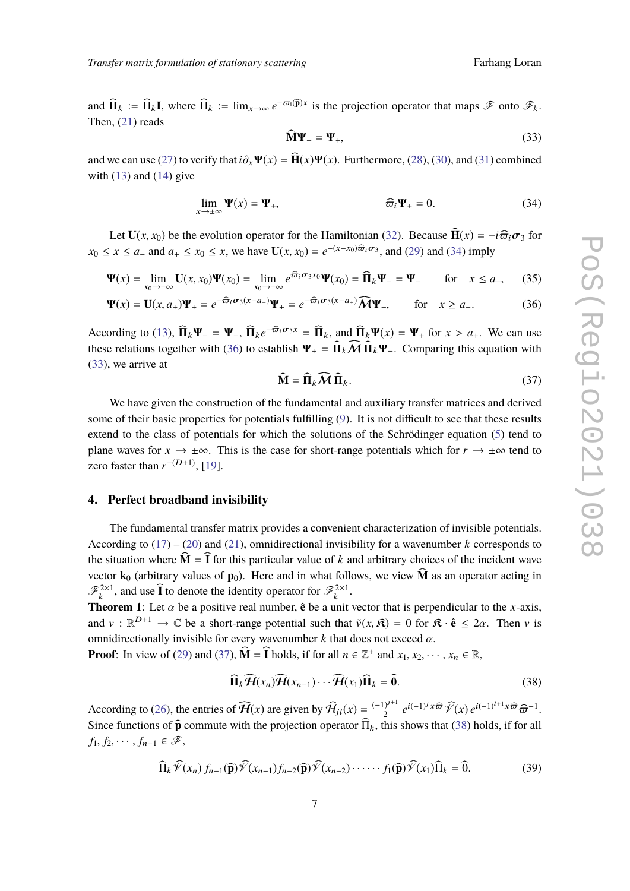and $\widehat{\mathbf{\Pi}}_k := \widehat{\Pi}_k\mathbf{I}$, where $\widehat{\Pi}_k := \lim_{x\to\infty} e^{-\varpi_i(\widehat{\mathbf{p}})x}$ is the projection operator that maps $\mathscr{F}$ onto $\mathscr{F}_k$. Then, (21) reads

$$\widehat{\mathbf{M}}\mathbf{\Psi}_- = \mathbf{\Psi}_+, \tag{33}$$

and we can use (27) to verify that $i\partial_x\mathbf{\Psi}(x) = \widehat{\mathbf{H}}(x)\mathbf{\Psi}(x)$. Furthermore, (28), (30), and (31) combined with (13) and (14) give

$$\lim_{x\to\pm\infty}\mathbf{\Psi}(x) = \mathbf{\Psi}_\pm, \qquad\qquad \widehat{\varpi}_i\mathbf{\Psi}_\pm = 0. \tag{34}$$

Let $\mathbf{U}(x, x_0)$ be the evolution operator for the Hamiltonian (32). Because $\widehat{\mathbf{H}}(x) = -i\widehat{\varpi}_i\boldsymbol{\sigma}_3$ for $x_0 \le x \le a_-$ and $a_+ \le x_0 \le x$, we have $\mathbf{U}(x, x_0) = e^{-(x-x_0)\widehat{\varpi}_i\boldsymbol{\sigma}_3}$, and (29) and (34) imply

$$\mathbf{\Psi}(x) = \lim_{x_0\to-\infty}\mathbf{U}(x, x_0)\mathbf{\Psi}(x_0) = \lim_{x_0\to-\infty} e^{\widehat{\varpi}_i\boldsymbol{\sigma}_3 x_0}\mathbf{\Psi}(x_0) = \widehat{\mathbf{\Pi}}_k\mathbf{\Psi}_- = \mathbf{\Psi}_- \quad \text{for} \quad x \le a_-, \tag{35}$$

$$\mathbf{\Psi}(x) = \mathbf{U}(x, a_+)\mathbf{\Psi}_+ = e^{-\widehat{\varpi}_i\boldsymbol{\sigma}_3(x-a_+)}\mathbf{\Psi}_+ = e^{-\widehat{\varpi}_i\boldsymbol{\sigma}_3(x-a_+)}\widehat{\boldsymbol{\mathcal{M}}}\mathbf{\Psi}_-, \quad \text{for} \quad x \ge a_+. \tag{36}$$

According to (13), $\widehat{\mathbf{\Pi}}_k\mathbf{\Psi}_- = \mathbf{\Psi}_-$, $\widehat{\mathbf{\Pi}}_k e^{-\widehat{\varpi}_i\boldsymbol{\sigma}_3 x} = \widehat{\mathbf{\Pi}}_k$, and $\widehat{\mathbf{\Pi}}_k\mathbf{\Psi}(x) = \mathbf{\Psi}_+$ for $x > a_+$. We can use these relations together with (36) to establish $\mathbf{\Psi}_+ = \widehat{\mathbf{\Pi}}_k\widehat{\boldsymbol{\mathcal{M}}}\widehat{\mathbf{\Pi}}_k\mathbf{\Psi}_-$. Comparing this equation with (33), we arrive at

$$\widehat{\mathbf{M}} = \widehat{\mathbf{\Pi}}_k\widehat{\boldsymbol{\mathcal{M}}}\widehat{\mathbf{\Pi}}_k. \tag{37}$$

We have given the construction of the fundamental and auxiliary transfer matrices and derived some of their basic properties for potentials fulfilling (9). It is not difficult to see that these results extend to the class of potentials for which the solutions of the Schrödinger equation (5) tend to plane waves for $x \to \pm\infty$. This is the case for short-range potentials which for $r \to \pm\infty$ tend to zero faster than $r^{-(D+1)}$, [19].

## 4. Perfect broadband invisibility

The fundamental transfer matrix provides a convenient characterization of invisible potentials. According to (17) – (20) and (21), omnidirectional invisibility for a wavenumber $k$ corresponds to the situation where $\widehat{\mathbf{M}} = \widehat{\mathbf{I}}$ for this particular value of $k$ and arbitrary choices of the incident wave vector $\mathbf{k}_0$ (arbitrary values of $\mathbf{p}_0$). Here and in what follows, we view $\widehat{\mathbf{M}}$ as an operator acting in $\mathscr{F}_k^{2\times1}$, and use $\widehat{\mathbf{I}}$ to denote the identity operator for $\mathscr{F}_k^{2\times1}$.

**Theorem 1**: Let $\alpha$ be a positive real number, $\hat{\mathbf{e}}$ be a unit vector that is perpendicular to the $x$-axis, and $v : \mathbb{R}^{D+1} \to \mathbb{C}$ be a short-range potential such that $\tilde{v}(x, \boldsymbol{\mathfrak{K}}) = 0$ for $\boldsymbol{\mathfrak{K}} \cdot \hat{\mathbf{e}} \le 2\alpha$. Then $v$ is omnidirectionally invisible for every wavenumber $k$ that does not exceed $\alpha$.

**Proof**: In view of (29) and (37), $\widehat{\mathbf{M}} = \widehat{\mathbf{I}}$ holds, if for all $n \in \mathbb{Z}^+$ and $x_1, x_2, \cdots, x_n \in \mathbb{R}$,

$$\widehat{\mathbf{\Pi}}_k\widehat{\boldsymbol{\mathcal{H}}}(x_n)\widehat{\boldsymbol{\mathcal{H}}}(x_{n-1})\cdots\widehat{\boldsymbol{\mathcal{H}}}(x_1)\widehat{\mathbf{\Pi}}_k = \widehat{\mathbf{0}}. \tag{38}$$

According to (26), the entries of $\widehat{\boldsymbol{\mathcal{H}}}(x)$ are given by $\widehat{\mathcal{H}}_{jl}(x) = \frac{(-1)^{j+1}}{2}\, e^{i(-1)^j x\widehat{\varpi}}\,\widehat{\mathscr{V}}(x)\, e^{i(-1)^{l+1}x\widehat{\varpi}}\,\widehat{\varpi}^{-1}$. Since functions of $\widehat{\mathbf{p}}$ commute with the projection operator $\widehat{\Pi}_k$, this shows that (38) holds, if for all $f_1, f_2, \cdots, f_{n-1} \in \mathscr{F}$,

$$\widehat{\Pi}_k\widehat{\mathscr{V}}(x_n)\, f_{n-1}(\widehat{\mathbf{p}})\widehat{\mathscr{V}}(x_{n-1})f_{n-2}(\widehat{\mathbf{p}})\widehat{\mathscr{V}}(x_{n-2})\cdot\cdots\cdot f_1(\widehat{\mathbf{p}})\widehat{\mathscr{V}}(x_1)\widehat{\Pi}_k = \widehat{0}. \tag{39}$$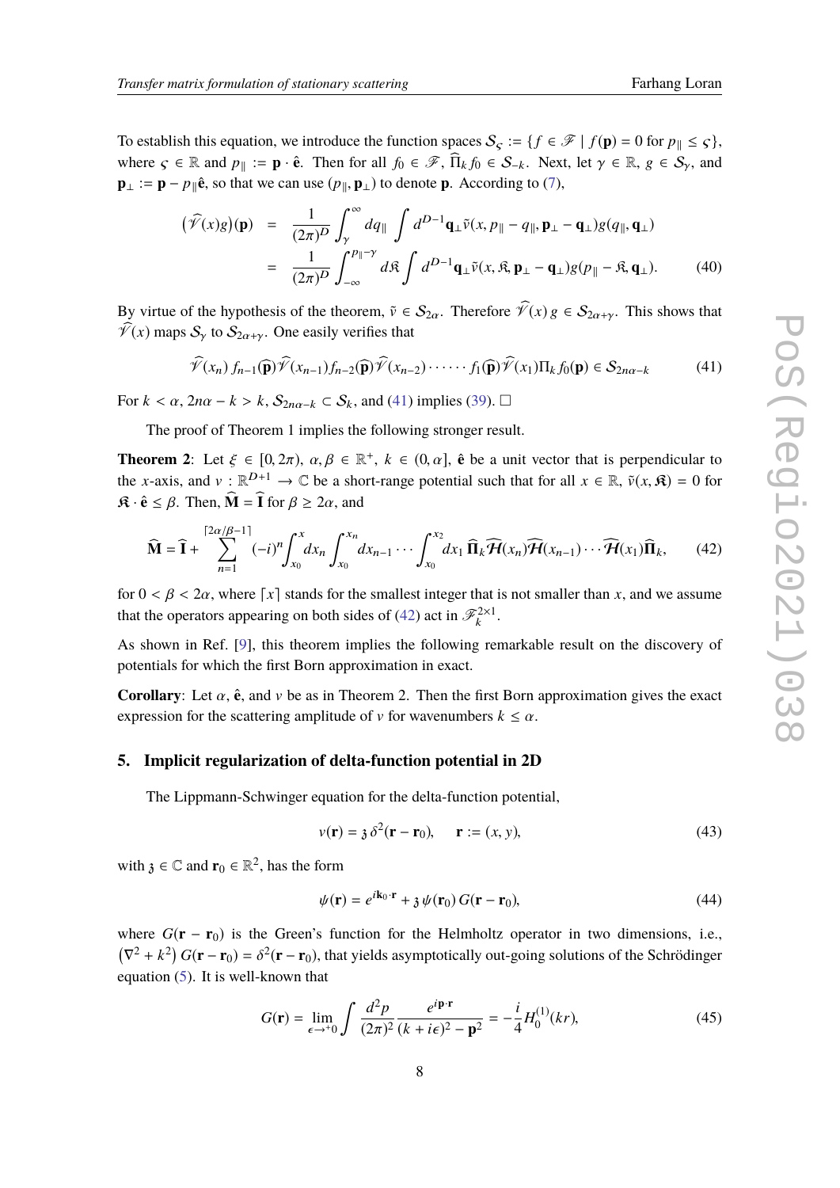To establish this equation, we introduce the function spaces $\mathcal{S}_\varsigma := \{f \in \mathscr{F} \mid f(\mathbf{p}) = 0 \text{ for } p_\parallel \leq \varsigma\}$, where $\varsigma \in \mathbb{R}$ and $p_\parallel := \mathbf{p} \cdot \hat{\mathbf{e}}$. Then for all $f_0 \in \mathscr{F}$, $\widehat{\Pi}_k f_0 \in \mathcal{S}_{-k}$. Next, let $\gamma \in \mathbb{R}$, $g \in \mathcal{S}_\gamma$, and $\mathbf{p}_\perp := \mathbf{p} - p_\parallel \hat{\mathbf{e}}$, so that we can use $(p_\parallel, \mathbf{p}_\perp)$ to denote $\mathbf{p}$. According to (7),

$$
\begin{aligned}
\big(\widehat{\mathscr{V}}(x) g\big)(\mathbf{p}) &= \frac{1}{(2\pi)^D} \int_\gamma^\infty dq_\parallel \int d^{D-1}\mathbf{q}_\perp \tilde{v}(x, p_\parallel - q_\parallel, \mathbf{p}_\perp - \mathbf{q}_\perp) g(q_\parallel, \mathbf{q}_\perp) \\
&= \frac{1}{(2\pi)^D} \int_{-\infty}^{p_\parallel - \gamma} d\mathfrak{K} \int d^{D-1}\mathbf{q}_\perp \tilde{v}(x, \mathfrak{K}, \mathbf{p}_\perp - \mathbf{q}_\perp) g(p_\parallel - \mathfrak{K}, \mathbf{q}_\perp). \qquad (40)
\end{aligned}
$$

By virtue of the hypothesis of the theorem, $\tilde{v} \in \mathcal{S}_{2\alpha}$. Therefore $\widehat{\mathscr{V}}(x)\, g \in \mathcal{S}_{2\alpha+\gamma}$. This shows that $\widehat{\mathscr{V}}(x)$ maps $\mathcal{S}_\gamma$ to $\mathcal{S}_{2\alpha+\gamma}$. One easily verifies that

$$
\widehat{\mathscr{V}}(x_n)\, f_{n-1}(\widehat{\mathbf{p}})\widehat{\mathscr{V}}(x_{n-1}) f_{n-2}(\widehat{\mathbf{p}})\widehat{\mathscr{V}}(x_{n-2}) \cdot \cdots \cdot f_1(\widehat{\mathbf{p}})\widehat{\mathscr{V}}(x_1)\Pi_k f_0(\mathbf{p}) \in \mathcal{S}_{2n\alpha - k} \qquad (41)
$$

For $k < \alpha$, $2n\alpha - k > k$, $\mathcal{S}_{2n\alpha-k} \subset \mathcal{S}_k$, and (41) implies (39). □

The proof of Theorem 1 implies the following stronger result.

**Theorem 2**: Let $\xi \in [0, 2\pi)$, $\alpha, \beta \in \mathbb{R}^+$, $k \in (0, \alpha]$, $\hat{\mathbf{e}}$ be a unit vector that is perpendicular to the $x$-axis, and $v : \mathbb{R}^{D+1} \to \mathbb{C}$ be a short-range potential such that for all $x \in \mathbb{R}$, $\tilde{v}(x, \mathfrak{K}) = 0$ for $\mathfrak{K} \cdot \hat{\mathbf{e}} \leq \beta$. Then, $\widehat{\mathbf{M}} = \widehat{\mathbf{I}}$ for $\beta \geq 2\alpha$, and

$$
\widehat{\mathbf{M}} = \widehat{\mathbf{I}} + \sum_{n=1}^{\lceil 2\alpha/\beta - 1 \rceil} (-i)^n \int_{x_0}^x dx_n \int_{x_0}^{x_n} dx_{n-1} \cdots \int_{x_0}^{x_2} dx_1\, \widehat{\boldsymbol{\Pi}}_k \widehat{\boldsymbol{\mathcal{H}}}(x_n)\widehat{\boldsymbol{\mathcal{H}}}(x_{n-1}) \cdots \widehat{\boldsymbol{\mathcal{H}}}(x_1)\widehat{\boldsymbol{\Pi}}_k, \qquad (42)
$$

for $0 < \beta < 2\alpha$, where $\lceil x \rceil$ stands for the smallest integer that is not smaller than $x$, and we assume that the operators appearing on both sides of (42) act in $\mathscr{F}_k^{2\times 1}$.

As shown in Ref. [9], this theorem implies the following remarkable result on the discovery of potentials for which the first Born approximation in exact.

**Corollary**: Let $\alpha$, $\hat{\mathbf{e}}$, and $v$ be as in Theorem 2. Then the first Born approximation gives the exact expression for the scattering amplitude of $v$ for wavenumbers $k \leq \alpha$.

## 5. Implicit regularization of delta-function potential in 2D

The Lippmann-Schwinger equation for the delta-function potential,

$$
v(\mathbf{r}) = \mathfrak{z}\, \delta^2(\mathbf{r} - \mathbf{r}_0), \qquad \mathbf{r} := (x, y), \qquad (43)
$$

with $\mathfrak{z} \in \mathbb{C}$ and $\mathbf{r}_0 \in \mathbb{R}^2$, has the form

$$
\psi(\mathbf{r}) = e^{i\mathbf{k}_0 \cdot \mathbf{r}} + \mathfrak{z}\, \psi(\mathbf{r}_0)\, G(\mathbf{r} - \mathbf{r}_0), \qquad (44)
$$

where $G(\mathbf{r} - \mathbf{r}_0)$ is the Green's function for the Helmholtz operator in two dimensions, i.e., $\left(\nabla^2 + k^2\right) G(\mathbf{r} - \mathbf{r}_0) = \delta^2(\mathbf{r} - \mathbf{r}_0)$, that yields asymptotically out-going solutions of the Schrödinger equation (5). It is well-known that

$$
G(\mathbf{r}) = \lim_{\epsilon \to^+ 0} \int \frac{d^2 p}{(2\pi)^2} \frac{e^{i\mathbf{p}\cdot\mathbf{r}}}{(k + i\epsilon)^2 - \mathbf{p}^2} = -\frac{i}{4} H_0^{(1)}(kr), \qquad (45)
$$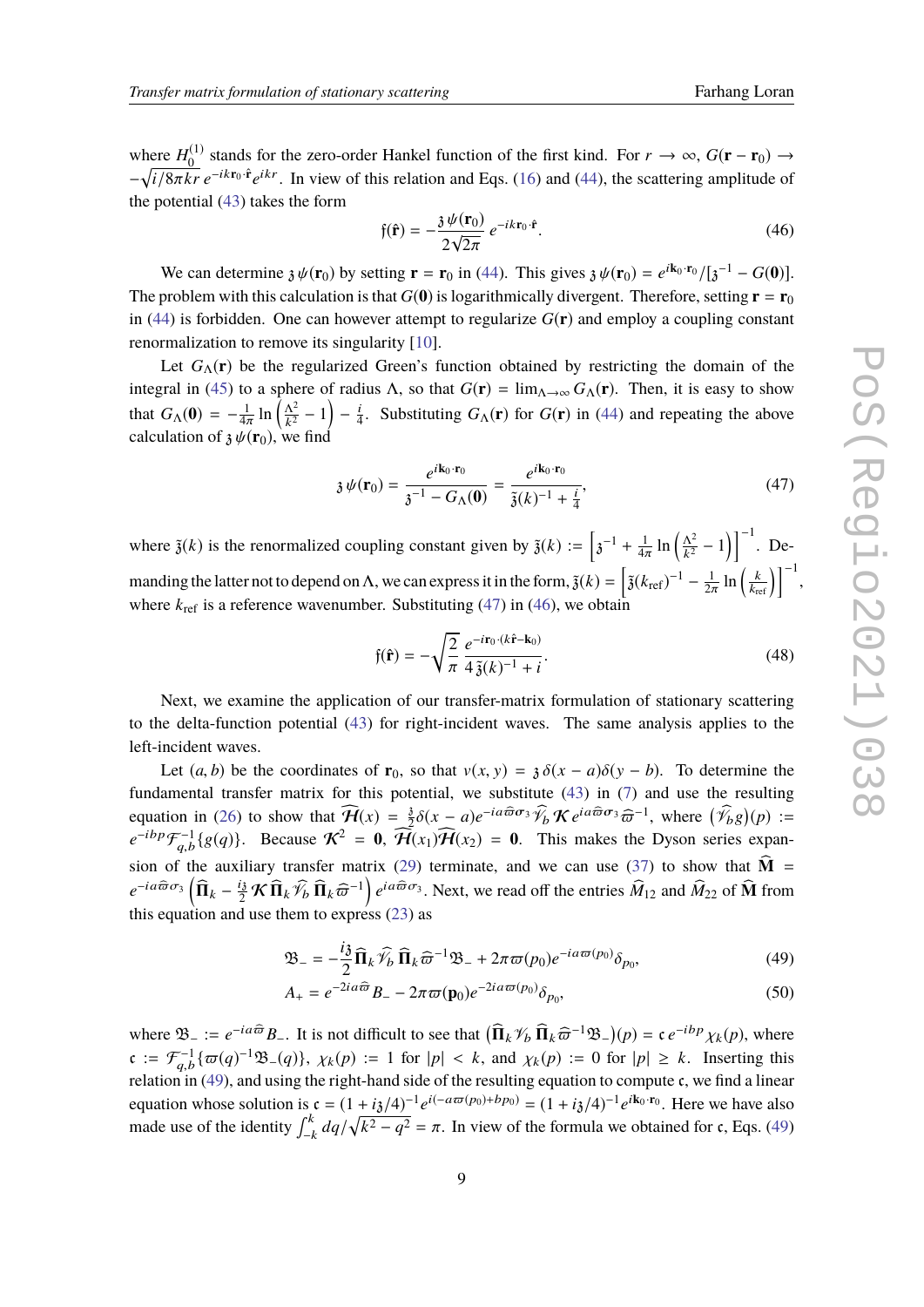where $H_0^{(1)}$ stands for the zero-order Hankel function of the first kind. For $r \to \infty$, $G(\mathbf{r}-\mathbf{r}_0) \to -\sqrt{i/8\pi kr}\, e^{-ik\mathbf{r}_0\cdot\hat{\mathbf{r}}}e^{ikr}$. In view of this relation and Eqs. (16) and (44), the scattering amplitude of the potential (43) takes the form

$$\mathfrak{f}(\hat{\mathbf{r}}) = -\frac{\mathfrak{z}\,\psi(\mathbf{r}_0)}{2\sqrt{2\pi}}\, e^{-ik\mathbf{r}_0\cdot\hat{\mathbf{r}}}. \tag{46}$$

We can determine $\mathfrak{z}\,\psi(\mathbf{r}_0)$ by setting $\mathbf{r} = \mathbf{r}_0$ in (44). This gives $\mathfrak{z}\,\psi(\mathbf{r}_0) = e^{i\mathbf{k}_0\cdot\mathbf{r}_0}/[\mathfrak{z}^{-1} - G(\mathbf{0})]$. The problem with this calculation is that $G(\mathbf{0})$ is logarithmically divergent. Therefore, setting $\mathbf{r} = \mathbf{r}_0$ in (44) is forbidden. One can however attempt to regularize $G(\mathbf{r})$ and employ a coupling constant renormalization to remove its singularity [10].

Let $G_\Lambda(\mathbf{r})$ be the regularized Green's function obtained by restricting the domain of the integral in (45) to a sphere of radius $\Lambda$, so that $G(\mathbf{r}) = \lim_{\Lambda\to\infty} G_\Lambda(\mathbf{r})$. Then, it is easy to show that $G_\Lambda(\mathbf{0}) = -\frac{1}{4\pi}\ln\left(\frac{\Lambda^2}{k^2}-1\right) - \frac{i}{4}$. Substituting $G_\Lambda(\mathbf{r})$ for $G(\mathbf{r})$ in (44) and repeating the above calculation of $\mathfrak{z}\,\psi(\mathbf{r}_0)$, we find

$$\mathfrak{z}\,\psi(\mathbf{r}_0) = \frac{e^{i\mathbf{k}_0\cdot\mathbf{r}_0}}{\mathfrak{z}^{-1} - G_\Lambda(\mathbf{0})} = \frac{e^{i\mathbf{k}_0\cdot\mathbf{r}_0}}{\tilde{\mathfrak{z}}(k)^{-1} + \frac{i}{4}}, \tag{47}$$

where $\tilde{\mathfrak{z}}(k)$ is the renormalized coupling constant given by $\tilde{\mathfrak{z}}(k) := \left[\mathfrak{z}^{-1} + \frac{1}{4\pi}\ln\left(\frac{\Lambda^2}{k^2}-1\right)\right]^{-1}$. Demanding the latter not to depend on $\Lambda$, we can express it in the form, $\tilde{\mathfrak{z}}(k) = \left[\tilde{\mathfrak{z}}(k_{\rm ref})^{-1} - \frac{1}{2\pi}\ln\left(\frac{k}{k_{\rm ref}}\right)\right]^{-1}$, where $k_{\rm ref}$ is a reference wavenumber. Substituting (47) in (46), we obtain

$$\mathfrak{f}(\hat{\mathbf{r}}) = -\sqrt{\frac{2}{\pi}}\,\frac{e^{-i\mathbf{r}_0\cdot(k\hat{\mathbf{r}}-\mathbf{k}_0)}}{4\,\tilde{\mathfrak{z}}(k)^{-1} + i}. \tag{48}$$

Next, we examine the application of our transfer-matrix formulation of stationary scattering to the delta-function potential (43) for right-incident waves. The same analysis applies to the left-incident waves.

Let $(a, b)$ be the coordinates of $\mathbf{r}_0$, so that $v(x, y) = \mathfrak{z}\,\delta(x-a)\delta(y-b)$. To determine the fundamental transfer matrix for this potential, we substitute (43) in (7) and use the resulting equation in (26) to show that $\widehat{\mathcal{H}}(x) = \frac{\mathfrak{z}}{2}\delta(x-a)e^{-ia\widehat{\varpi}\boldsymbol{\sigma}_3}\widehat{\mathscr{V}}_b\,\mathcal{K}\,e^{ia\widehat{\varpi}\boldsymbol{\sigma}_3}\widehat{\varpi}^{-1}$, where $\big(\widehat{\mathscr{V}}_b g\big)(p) := e^{-ibp}\mathcal{F}_{q,b}^{-1}\{g(q)\}$. Because $\mathcal{K}^2 = \mathbf{0}$, $\widehat{\mathcal{H}}(x_1)\widehat{\mathcal{H}}(x_2) = \mathbf{0}$. This makes the Dyson series expansion of the auxiliary transfer matrix (29) terminate, and we can use (37) to show that $\widehat{\mathbf{M}} = e^{-ia\widehat{\varpi}\sigma_3}\left(\widehat{\mathbf{\Pi}}_k - \frac{i\mathfrak{z}}{2}\mathcal{K}\,\widehat{\mathbf{\Pi}}_k\widehat{\mathscr{V}}_b\,\widehat{\mathbf{\Pi}}_k\widehat{\varpi}^{-1}\right)e^{ia\widehat{\varpi}\sigma_3}$. Next, we read off the entries $\widehat{M}_{12}$ and $\widehat{M}_{22}$ of $\widehat{\mathbf{M}}$ from this equation and use them to express (23) as

$$\mathfrak{B}_- = -\frac{i\mathfrak{z}}{2}\widehat{\mathbf{\Pi}}_k\widehat{\mathscr{V}}_b\,\widehat{\mathbf{\Pi}}_k\widehat{\varpi}^{-1}\mathfrak{B}_- + 2\pi\varpi(p_0)e^{-ia\varpi(p_0)}\delta_{p_0}, \tag{49}$$

$$A_+ = e^{-2ia\widehat{\varpi}}B_- - 2\pi\varpi(\mathbf{p}_0)e^{-2ia\varpi(p_0)}\delta_{p_0}, \tag{50}$$

where $\mathfrak{B}_- := e^{-ia\widehat{\varpi}}B_-$. It is not difficult to see that $\big(\widehat{\mathbf{\Pi}}_k\mathscr{V}_b\,\widehat{\mathbf{\Pi}}_k\widehat{\varpi}^{-1}\mathfrak{B}_-\big)(p) = \mathfrak{c}\,e^{-ibp}\chi_k(p)$, where $\mathfrak{c} := \mathcal{F}_{q,b}^{-1}\{\varpi(q)^{-1}\mathfrak{B}_-(q)\}$, $\chi_k(p) := 1$ for $|p| < k$, and $\chi_k(p) := 0$ for $|p| \geq k$. Inserting this relation in (49), and using the right-hand side of the resulting equation to compute $\mathfrak{c}$, we find a linear equation whose solution is $\mathfrak{c} = (1 + i\mathfrak{z}/4)^{-1}e^{i(-a\varpi(p_0)+bp_0)} = (1 + i\mathfrak{z}/4)^{-1}e^{i\mathbf{k}_0\cdot\mathbf{r}_0}$. Here we have also made use of the identity $\int_{-k}^{k}dq/\sqrt{k^2-q^2} = \pi$. In view of the formula we obtained for $\mathfrak{c}$, Eqs. (49)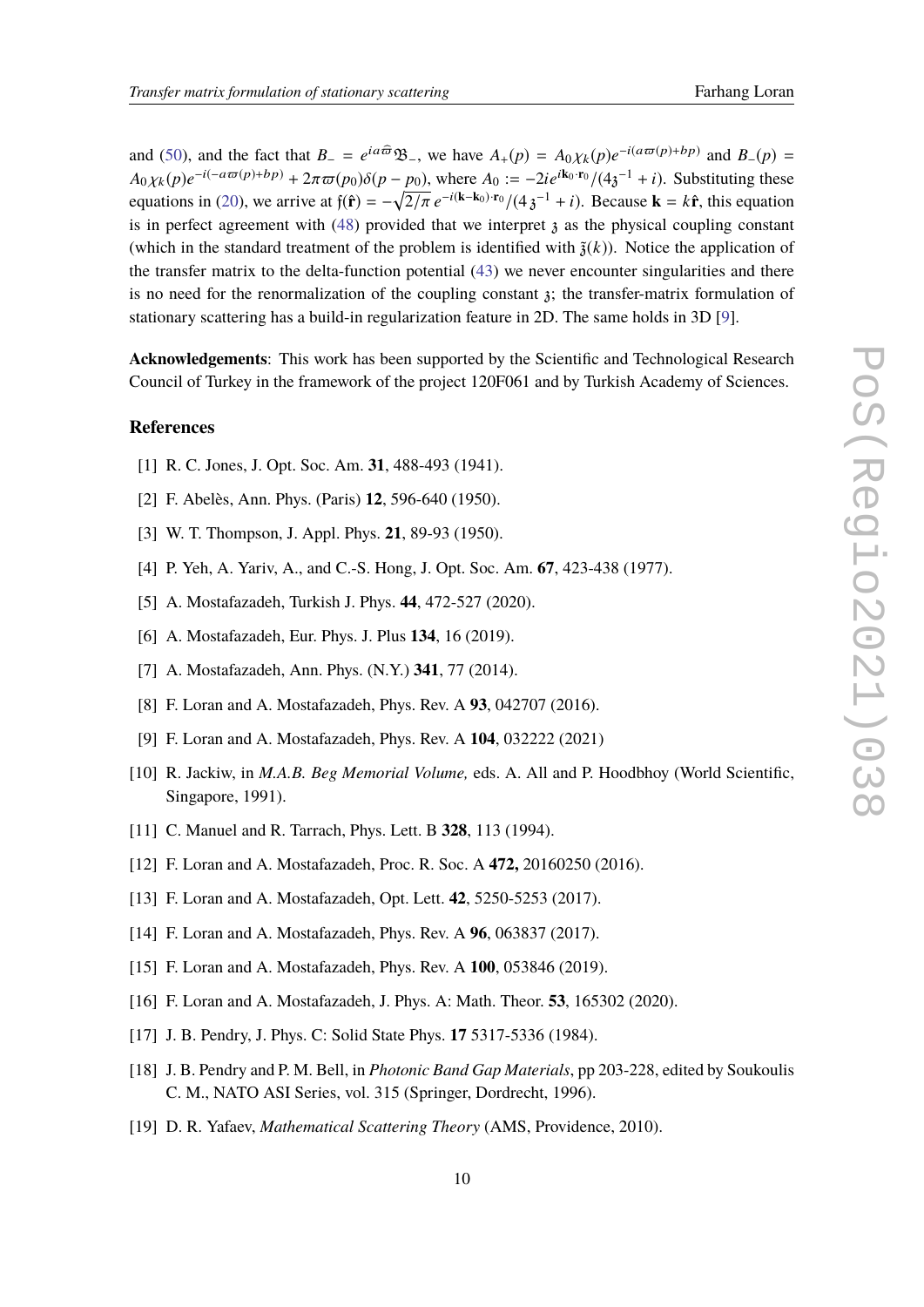and (50), and the fact that $B_- = e^{ia\widehat{\varpi}}\mathfrak{B}_-$, we have $A_+(p) = A_0\chi_k(p)e^{-i(a\varpi(p)+bp)}$ and $B_-(p) = A_0\chi_k(p)e^{-i(-a\varpi(p)+bp)} + 2\pi\varpi(p_0)\delta(p-p_0)$, where $A_0 := -2ie^{i\mathbf{k}_0\cdot\mathbf{r}_0}/(4\mathfrak{z}^{-1}+i)$. Substituting these equations in (20), we arrive at $\mathfrak{f}(\hat{\mathbf{r}}) = -\sqrt{2/\pi}\, e^{-i(\mathbf{k}-\mathbf{k}_0)\cdot\mathbf{r}_0}/(4\,\mathfrak{z}^{-1}+i)$. Because $\mathbf{k} = k\hat{\mathbf{r}}$, this equation is in perfect agreement with (48) provided that we interpret $\mathfrak{z}$ as the physical coupling constant (which in the standard treatment of the problem is identified with $\tilde{\mathfrak{z}}(k)$). Notice the application of the transfer matrix to the delta-function potential (43) we never encounter singularities and there is no need for the renormalization of the coupling constant $\mathfrak{z}$; the transfer-matrix formulation of stationary scattering has a build-in regularization feature in 2D. The same holds in 3D [9].

**Acknowledgements**: This work has been supported by the Scientific and Technological Research Council of Turkey in the framework of the project 120F061 and by Turkish Academy of Sciences.

## References

[1] R. C. Jones, J. Opt. Soc. Am. **31**, 488-493 (1941).

[2] F. Abelès, Ann. Phys. (Paris) **12**, 596-640 (1950).

[3] W. T. Thompson, J. Appl. Phys. **21**, 89-93 (1950).

[4] P. Yeh, A. Yariv, A., and C.-S. Hong, J. Opt. Soc. Am. **67**, 423-438 (1977).

[5] A. Mostafazadeh, Turkish J. Phys. **44**, 472-527 (2020).

[6] A. Mostafazadeh, Eur. Phys. J. Plus **134**, 16 (2019).

[7] A. Mostafazadeh, Ann. Phys. (N.Y.) **341**, 77 (2014).

[8] F. Loran and A. Mostafazadeh, Phys. Rev. A **93**, 042707 (2016).

[9] F. Loran and A. Mostafazadeh, Phys. Rev. A **104**, 032222 (2021)

[10] R. Jackiw, in *M.A.B. Beg Memorial Volume,* eds. A. All and P. Hoodbhoy (World Scientific, Singapore, 1991).

[11] C. Manuel and R. Tarrach, Phys. Lett. B **328**, 113 (1994).

[12] F. Loran and A. Mostafazadeh, Proc. R. Soc. A **472,** 20160250 (2016).

[13] F. Loran and A. Mostafazadeh, Opt. Lett. **42**, 5250-5253 (2017).

[14] F. Loran and A. Mostafazadeh, Phys. Rev. A **96**, 063837 (2017).

[15] F. Loran and A. Mostafazadeh, Phys. Rev. A **100**, 053846 (2019).

[16] F. Loran and A. Mostafazadeh, J. Phys. A: Math. Theor. **53**, 165302 (2020).

[17] J. B. Pendry, J. Phys. C: Solid State Phys. **17** 5317-5336 (1984).

[18] J. B. Pendry and P. M. Bell, in *Photonic Band Gap Materials*, pp 203-228, edited by Soukoulis C. M., NATO ASI Series, vol. 315 (Springer, Dordrecht, 1996).

[19] D. R. Yafaev, *Mathematical Scattering Theory* (AMS, Providence, 2010).